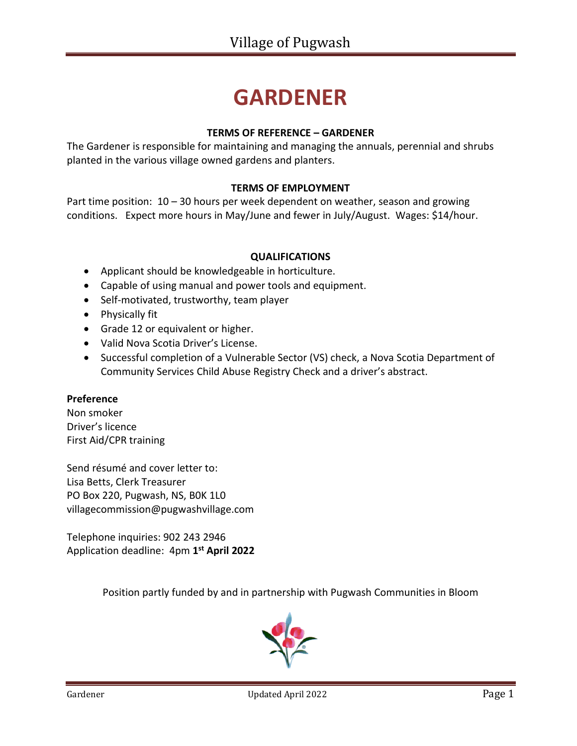# GARDENER

### TERMS OF REFERENCE – GARDENER

The Gardener is responsible for maintaining and managing the annuals, perennial and shrubs planted in the various village owned gardens and planters.

### TERMS OF EMPLOYMENT

Part time position: 10 – 30 hours per week dependent on weather, season and growing conditions. Expect more hours in May/June and fewer in July/August. Wages: $14/hour.

### QUALIFICATIONS

- Applicant should be knowledgeable in horticulture.
- Capable of using manual and power tools and equipment.
- Self-motivated, trustworthy, team player
- Physically fit
- Grade 12 or equivalent or higher.
- Valid Nova Scotia Driver's License.
- Successful completion of a Vulnerable Sector (VS) check, a Nova Scotia Department of Community Services Child Abuse Registry Check and a driver's abstract.

**Preference**

Non smoker
Driver's licence
First Aid/CPR training

Send résumé and cover letter to:
Lisa Betts, Clerk Treasurer
PO Box 220, Pugwash, NS, B0K 1L0
villagecommission@pugwashvillage.com

Telephone inquiries: 902 243 2946
Application deadline: 4pm **1st April 2022**

Position partly funded by and in partnership with Pugwash Communities in Bloom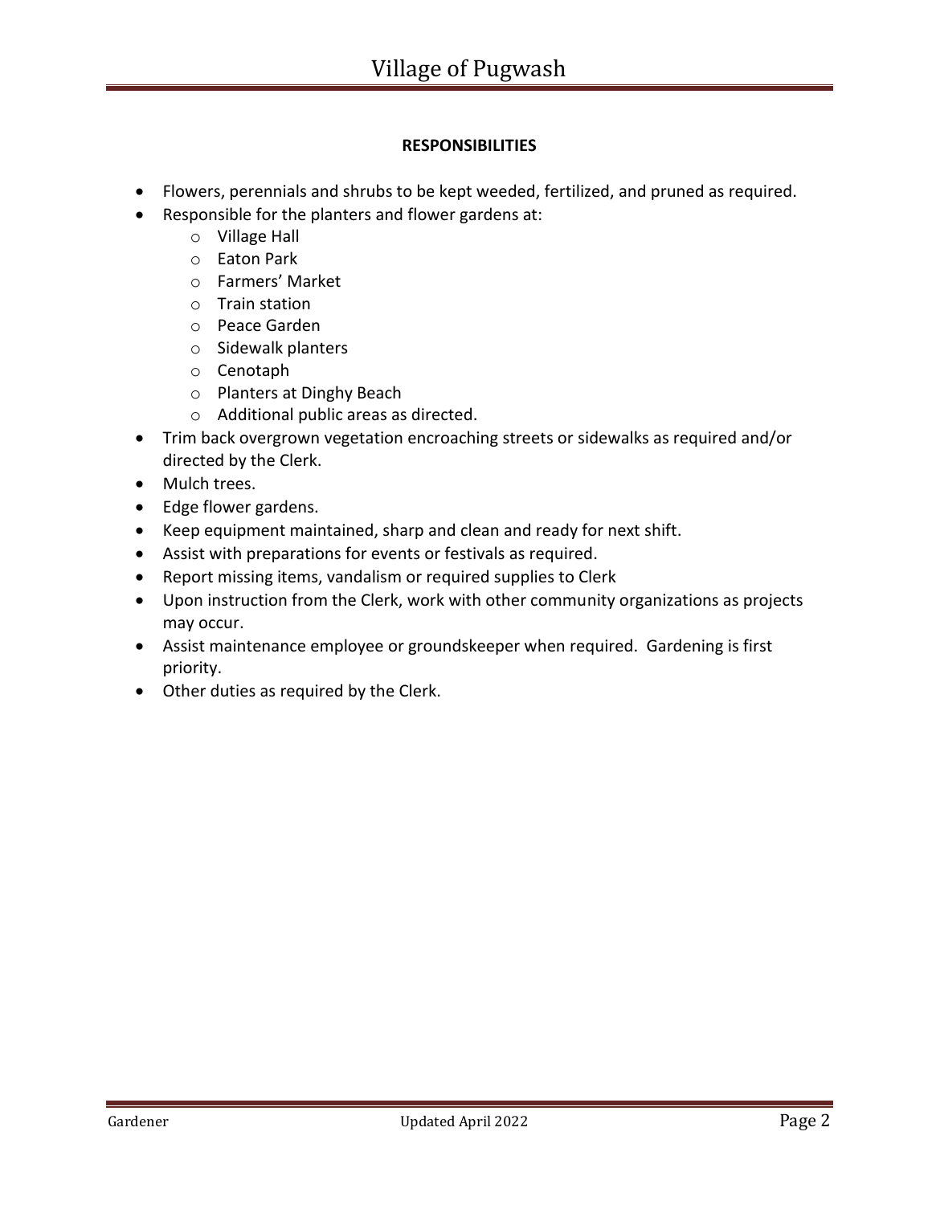**RESPONSIBILITIES**

- Flowers, perennials and shrubs to be kept weeded, fertilized, and pruned as required.
- Responsible for the planters and flower gardens at:
    - Village Hall
    - Eaton Park
    - Farmers' Market
    - Train station
    - Peace Garden
    - Sidewalk planters
    - Cenotaph
    - Planters at Dinghy Beach
    - Additional public areas as directed.
- Trim back overgrown vegetation encroaching streets or sidewalks as required and/or directed by the Clerk.
- Mulch trees.
- Edge flower gardens.
- Keep equipment maintained, sharp and clean and ready for next shift.
- Assist with preparations for events or festivals as required.
- Report missing items, vandalism or required supplies to Clerk
- Upon instruction from the Clerk, work with other community organizations as projects may occur.
- Assist maintenance employee or groundskeeper when required. Gardening is first priority.
- Other duties as required by the Clerk.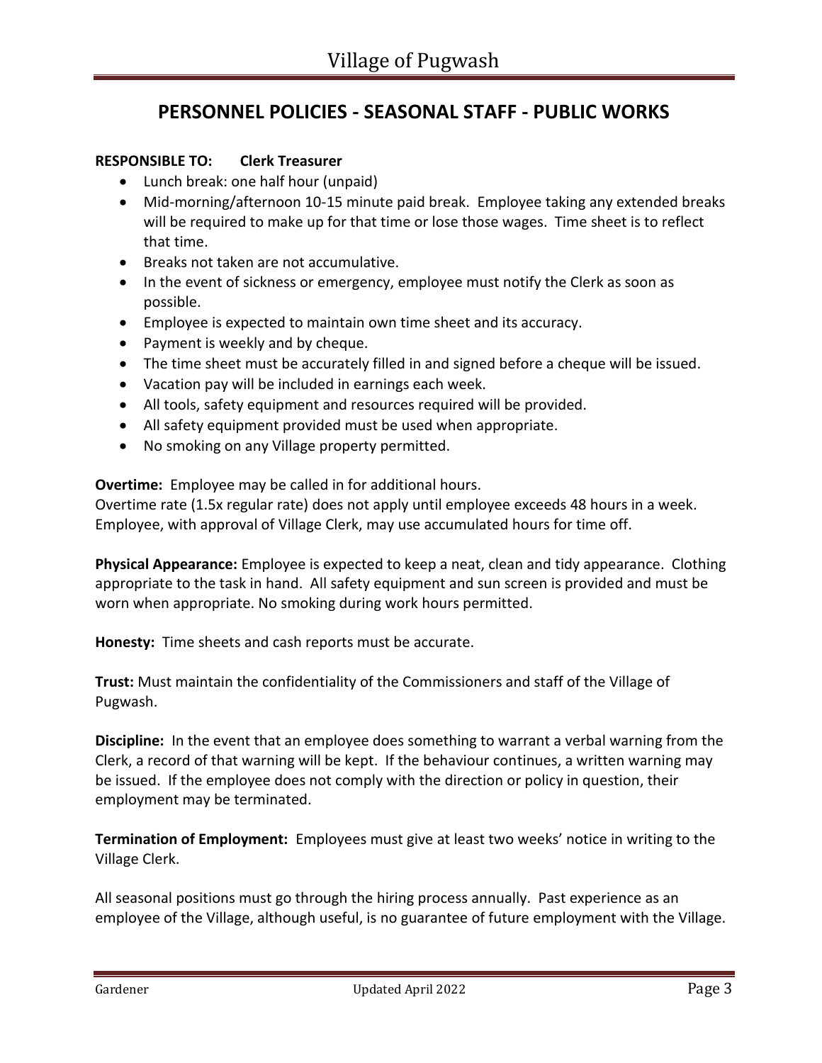## PERSONNEL POLICIES - SEASONAL STAFF - PUBLIC WORKS

**RESPONSIBLE TO: Clerk Treasurer**

- Lunch break: one half hour (unpaid)
- Mid-morning/afternoon 10-15 minute paid break. Employee taking any extended breaks will be required to make up for that time or lose those wages. Time sheet is to reflect that time.
- Breaks not taken are not accumulative.
- In the event of sickness or emergency, employee must notify the Clerk as soon as possible.
- Employee is expected to maintain own time sheet and its accuracy.
- Payment is weekly and by cheque.
- The time sheet must be accurately filled in and signed before a cheque will be issued.
- Vacation pay will be included in earnings each week.
- All tools, safety equipment and resources required will be provided.
- All safety equipment provided must be used when appropriate.
- No smoking on any Village property permitted.

**Overtime:** Employee may be called in for additional hours.
Overtime rate (1.5x regular rate) does not apply until employee exceeds 48 hours in a week. Employee, with approval of Village Clerk, may use accumulated hours for time off.

**Physical Appearance:** Employee is expected to keep a neat, clean and tidy appearance. Clothing appropriate to the task in hand. All safety equipment and sun screen is provided and must be worn when appropriate. No smoking during work hours permitted.

**Honesty:** Time sheets and cash reports must be accurate.

**Trust:** Must maintain the confidentiality of the Commissioners and staff of the Village of Pugwash.

**Discipline:** In the event that an employee does something to warrant a verbal warning from the Clerk, a record of that warning will be kept. If the behaviour continues, a written warning may be issued. If the employee does not comply with the direction or policy in question, their employment may be terminated.

**Termination of Employment:** Employees must give at least two weeks' notice in writing to the Village Clerk.

All seasonal positions must go through the hiring process annually. Past experience as an employee of the Village, although useful, is no guarantee of future employment with the Village.